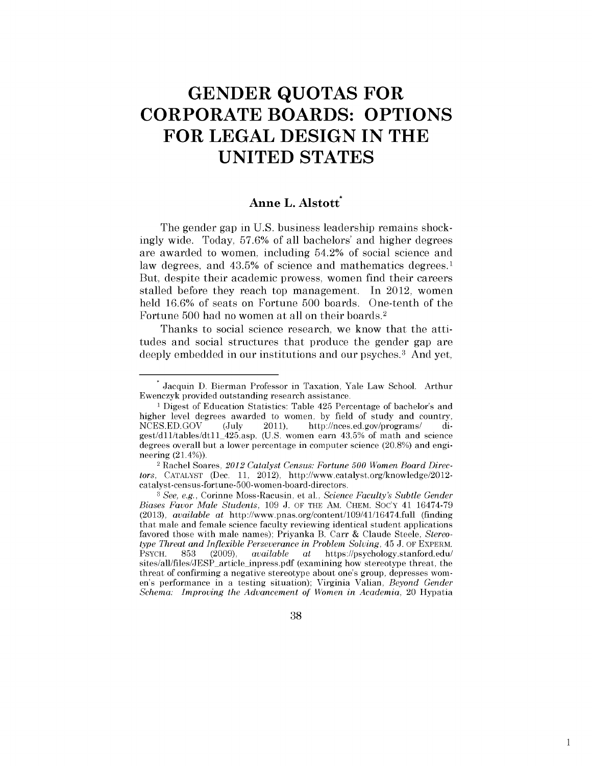# GENDER QUOTAS FOR CORPORATE BOARDS: OPTIONS FOR LEGAL DESIGN IN THE UNITED STATES

**Anne L. Alstott***

The gender gap in U.S. business leadership remains shockingly wide. Today, 57.6% of all bachelors' and higher degrees are awarded to women, including 54.2% of social science and law degrees, and 43.5% of science and mathematics degrees.[1] But, despite their academic prowess, women find their careers stalled before they reach top management. In 2012, women held 16.6% of seats on Fortune 500 boards. One-tenth of the Fortune 500 had no women at all on their boards.[2]

Thanks to social science research, we know that the attitudes and social structures that produce the gender gap are deeply embedded in our institutions and our psyches.[3] And yet,

---

\* Jacquin D. Bierman Professor in Taxation, Yale Law School. Arthur Ewenczyk provided outstanding research assistance.

[1] Digest of Education Statistics: Table 425 Percentage of bachelor's and higher level degrees awarded to women, by field of study and country, NCES.ED.GOV (July 2011), http://nces.ed.gov/programs/digest/d11/tables/dt11_425.asp. (U.S. women earn 43.5% of math and science degrees overall but a lower percentage in computer science (20.8%) and engineering (21.4%)).

[2] Rachel Soares, *2012 Catalyst Census: Fortune 500 Women Board Directors*, CATALYST (Dec. 11, 2012), http://www.catalyst.org/knowledge/2012-catalyst-census-fortune-500-women-board-directors.

[3] *See, e.g.*, Corinne Moss-Racusin, et al., *Science Faculty's Subtle Gender Biases Favor Male Students*, 109 J. OF THE AM. CHEM. SOC'Y 41 16474-79 (2013), *available at* http://www.pnas.org/content/109/41/16474.full (finding that male and female science faculty reviewing identical student applications favored those with male names); Priyanka B. Carr & Claude Steele, *Stereotype Threat and Inflexible Perseverance in Problem Solving*, 45 J. OF EXPERM. PSYCH. 853 (2009), *available at* https://psychology.stanford.edu/sites/all/files/JESP_article_inpress.pdf (examining how stereotype threat, the threat of confirming a negative stereotype about one's group, depresses women's performance in a testing situation); Virginia Valian, *Beyond Gender Schema: Improving the Advancement of Women in Academia*, 20 Hypatia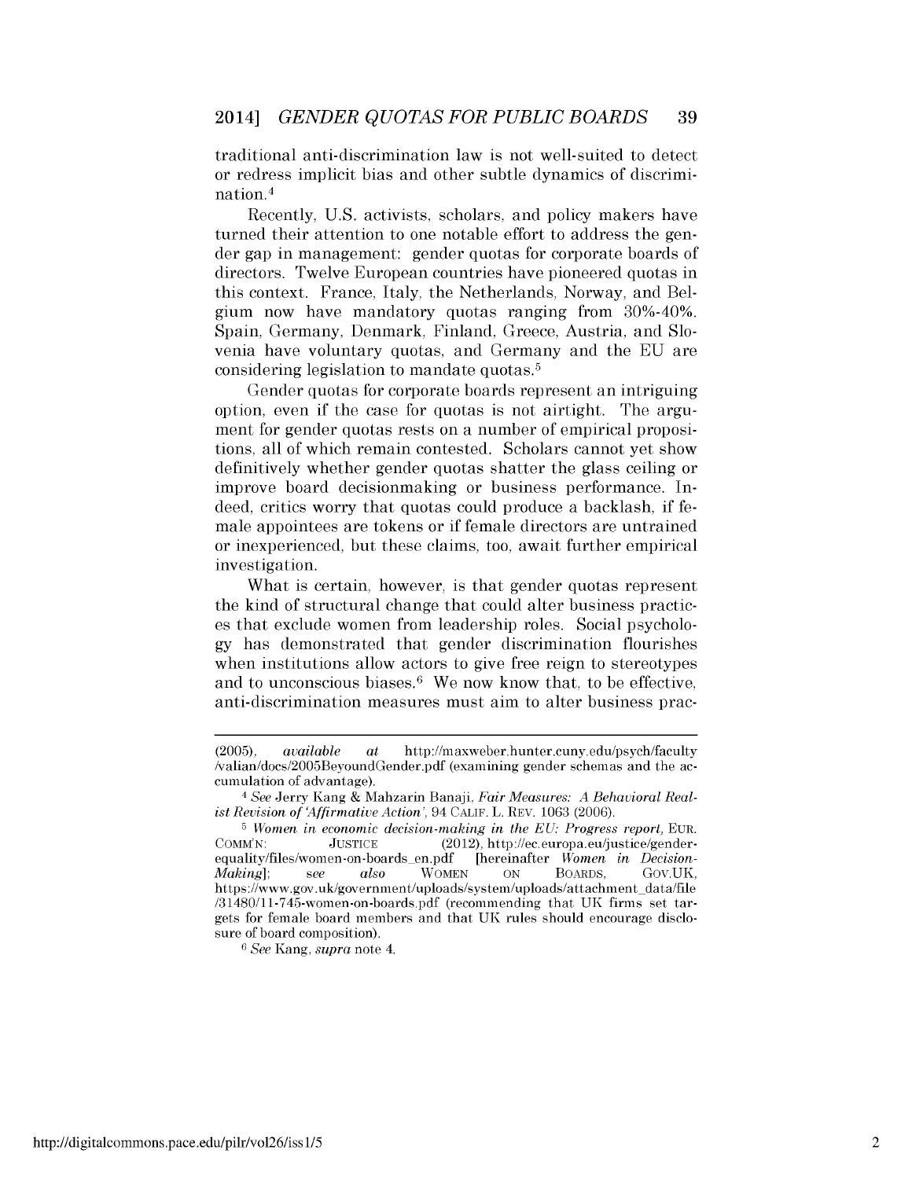traditional anti-discrimination law is not well-suited to detect or redress implicit bias and other subtle dynamics of discrimination.[4]

Recently, U.S. activists, scholars, and policy makers have turned their attention to one notable effort to address the gender gap in management: gender quotas for corporate boards of directors. Twelve European countries have pioneered quotas in this context. France, Italy, the Netherlands, Norway, and Belgium now have mandatory quotas ranging from 30%-40%. Spain, Germany, Denmark, Finland, Greece, Austria, and Slovenia have voluntary quotas, and Germany and the EU are considering legislation to mandate quotas.[5]

Gender quotas for corporate boards represent an intriguing option, even if the case for quotas is not airtight. The argument for gender quotas rests on a number of empirical propositions, all of which remain contested. Scholars cannot yet show definitively whether gender quotas shatter the glass ceiling or improve board decisionmaking or business performance. Indeed, critics worry that quotas could produce a backlash, if female appointees are tokens or if female directors are untrained or inexperienced, but these claims, too, await further empirical investigation.

What is certain, however, is that gender quotas represent the kind of structural change that could alter business practices that exclude women from leadership roles. Social psychology has demonstrated that gender discrimination flourishes when institutions allow actors to give free reign to stereotypes and to unconscious biases.[6] We now know that, to be effective, anti-discrimination measures must aim to alter business prac-

---

(2005), *available at* http://maxweber.hunter.cuny.edu/psych/faculty/valian/docs/2005BeyoundGender.pdf (examining gender schemas and the accumulation of advantage).

[4] *See* Jerry Kang & Mahzarin Banaji, *Fair Measures: A Behavioral Realist Revision of 'Affirmative Action'*, 94 CALIF. L. REV. 1063 (2006).

[5] *Women in economic decision-making in the EU: Progress report*, EUR. COMM'N: JUSTICE (2012), http://ec.europa.eu/justice/gender-equality/files/women-on-boards_en.pdf [hereinafter *Women in Decision-Making*]; *see also* WOMEN ON BOARDS, GOV.UK, https://www.gov.uk/government/uploads/system/uploads/attachment_data/file/31480/11-745-women-on-boards.pdf (recommending that UK firms set targets for female board members and that UK rules should encourage disclosure of board composition).

[6] *See* Kang, *supra* note 4.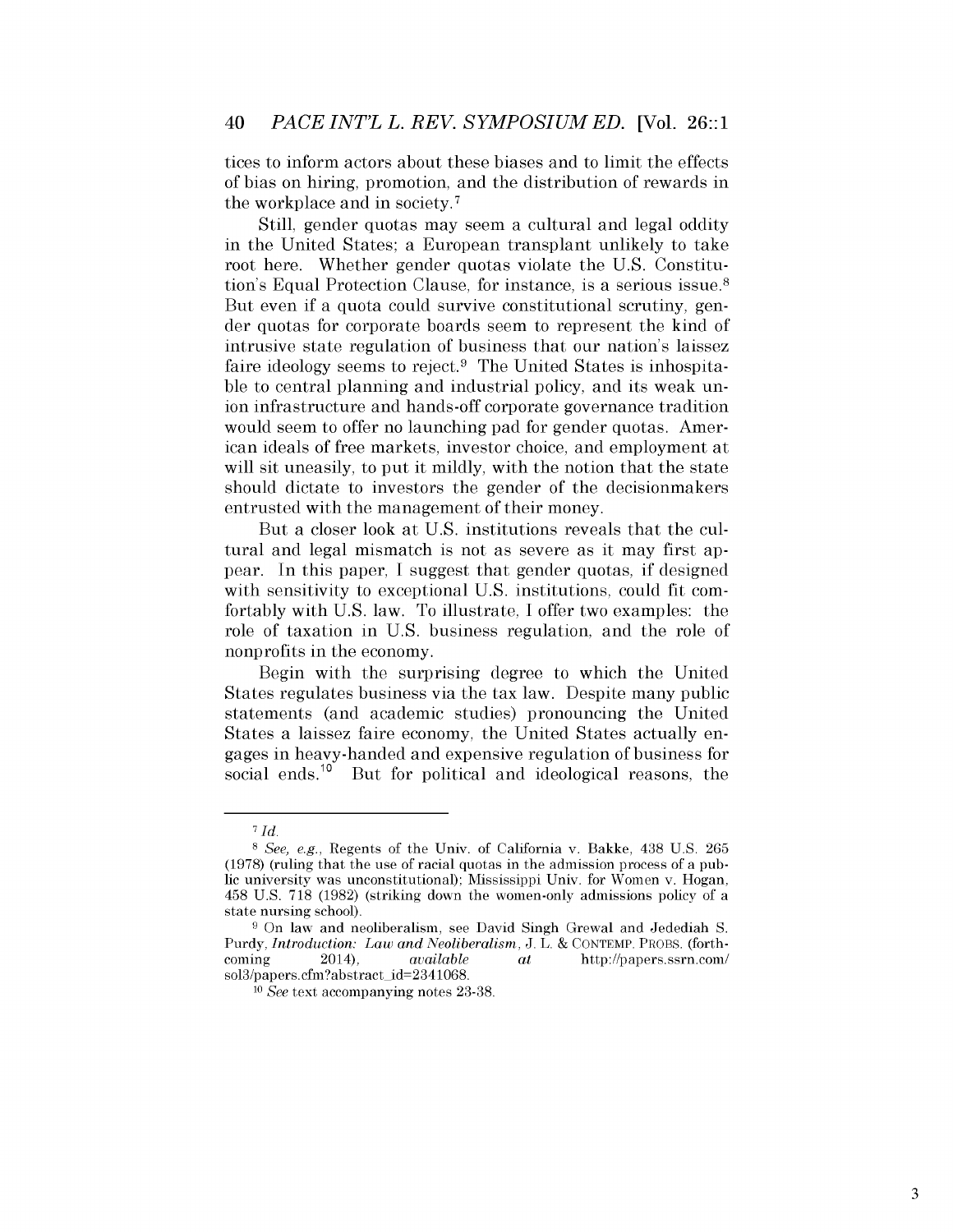tices to inform actors about these biases and to limit the effects of bias on hiring, promotion, and the distribution of rewards in the workplace and in society.[7]

Still, gender quotas may seem a cultural and legal oddity in the United States; a European transplant unlikely to take root here. Whether gender quotas violate the U.S. Constitution's Equal Protection Clause, for instance, is a serious issue.[8] But even if a quota could survive constitutional scrutiny, gender quotas for corporate boards seem to represent the kind of intrusive state regulation of business that our nation's laissez faire ideology seems to reject.[9] The United States is inhospitable to central planning and industrial policy, and its weak union infrastructure and hands-off corporate governance tradition would seem to offer no launching pad for gender quotas. American ideals of free markets, investor choice, and employment at will sit uneasily, to put it mildly, with the notion that the state should dictate to investors the gender of the decisionmakers entrusted with the management of their money.

But a closer look at U.S. institutions reveals that the cultural and legal mismatch is not as severe as it may first appear. In this paper, I suggest that gender quotas, if designed with sensitivity to exceptional U.S. institutions, could fit comfortably with U.S. law. To illustrate, I offer two examples: the role of taxation in U.S. business regulation, and the role of nonprofits in the economy.

Begin with the surprising degree to which the United States regulates business via the tax law. Despite many public statements (and academic studies) pronouncing the United States a laissez faire economy, the United States actually engages in heavy-handed and expensive regulation of business for social ends.[10] But for political and ideological reasons, the

---

[7] *Id.*

[8] *See, e.g.*, Regents of the Univ. of California v. Bakke, 438 U.S. 265 (1978) (ruling that the use of racial quotas in the admission process of a public university was unconstitutional); Mississippi Univ. for Women v. Hogan, 458 U.S. 718 (1982) (striking down the women-only admissions policy of a state nursing school).

[9] On law and neoliberalism, see David Singh Grewal and Jedediah S. Purdy, *Introduction: Law and Neoliberalism*, J. L. & CONTEMP. PROBS. (forthcoming 2014), *available at* http://papers.ssrn.com/sol3/papers.cfm?abstract_id=2341068.

[10] *See* text accompanying notes 23-38.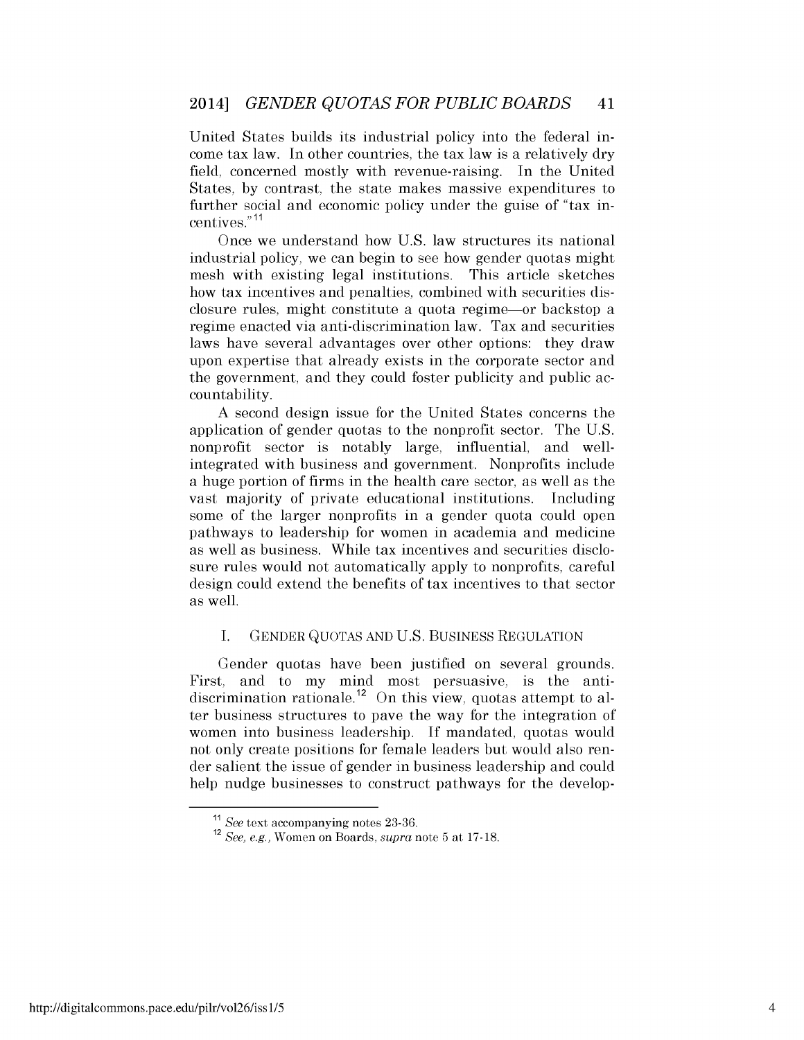United States builds its industrial policy into the federal income tax law. In other countries, the tax law is a relatively dry field, concerned mostly with revenue-raising. In the United States, by contrast, the state makes massive expenditures to further social and economic policy under the guise of "tax incentives."[11]

Once we understand how U.S. law structures its national industrial policy, we can begin to see how gender quotas might mesh with existing legal institutions. This article sketches how tax incentives and penalties, combined with securities disclosure rules, might constitute a quota regime—or backstop a regime enacted via anti-discrimination law. Tax and securities laws have several advantages over other options: they draw upon expertise that already exists in the corporate sector and the government, and they could foster publicity and public accountability.

A second design issue for the United States concerns the application of gender quotas to the nonprofit sector. The U.S. nonprofit sector is notably large, influential, and well-integrated with business and government. Nonprofits include a huge portion of firms in the health care sector, as well as the vast majority of private educational institutions. Including some of the larger nonprofits in a gender quota could open pathways to leadership for women in academia and medicine as well as business. While tax incentives and securities disclosure rules would not automatically apply to nonprofits, careful design could extend the benefits of tax incentives to that sector as well.

## I. GENDER QUOTAS AND U.S. BUSINESS REGULATION

Gender quotas have been justified on several grounds. First, and to my mind most persuasive, is the anti-discrimination rationale.[12] On this view, quotas attempt to alter business structures to pave the way for the integration of women into business leadership. If mandated, quotas would not only create positions for female leaders but would also render salient the issue of gender in business leadership and could help nudge businesses to construct pathways for the develop-

---

[11] *See* text accompanying notes 23-36.

[12] *See, e.g.*, Women on Boards, *supra* note 5 at 17-18.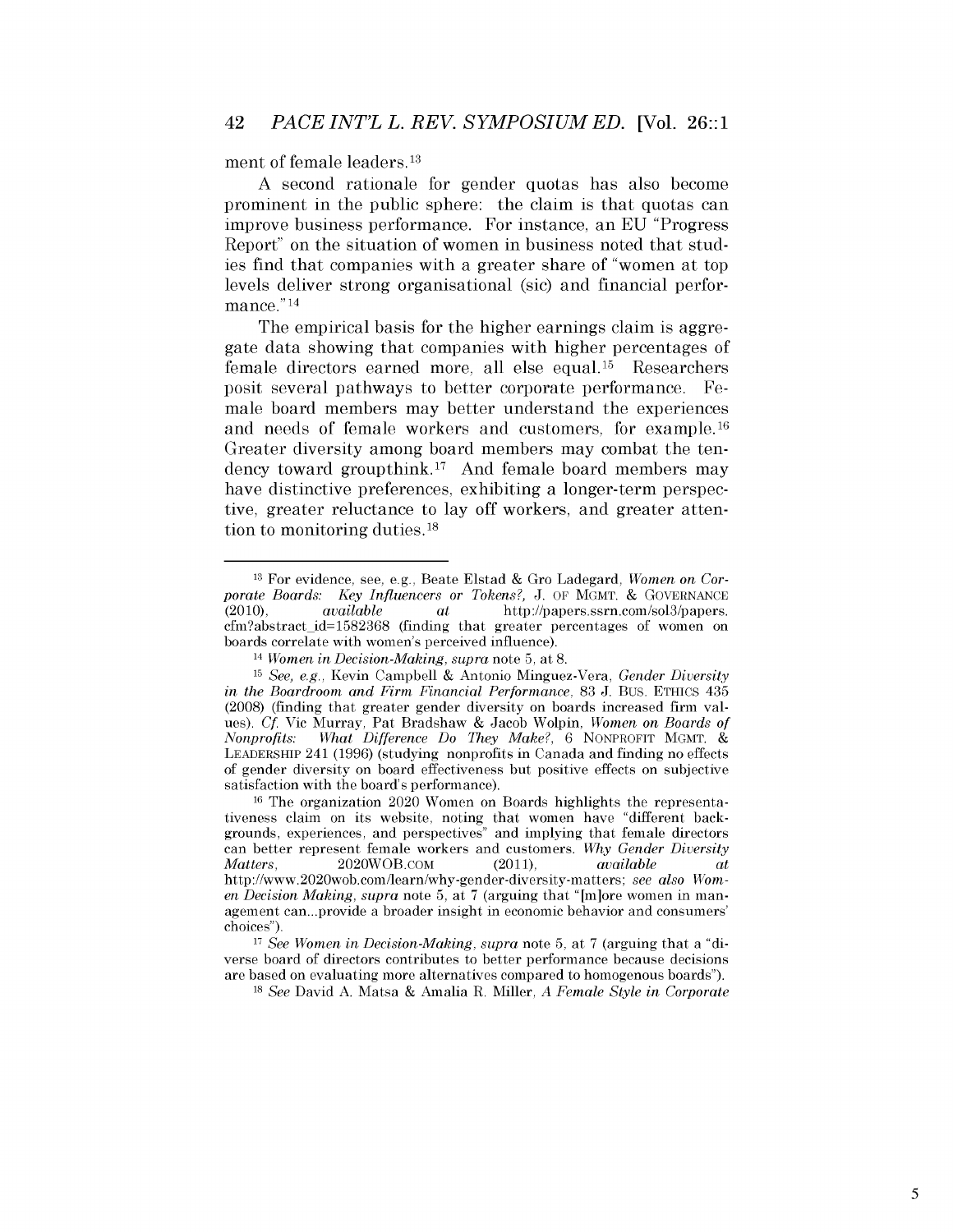ment of female leaders.[13]

A second rationale for gender quotas has also become prominent in the public sphere: the claim is that quotas can improve business performance. For instance, an EU "Progress Report" on the situation of women in business noted that studies find that companies with a greater share of "women at top levels deliver strong organisational (sic) and financial performance."[14]

The empirical basis for the higher earnings claim is aggregate data showing that companies with higher percentages of female directors earned more, all else equal.[15] Researchers posit several pathways to better corporate performance. Female board members may better understand the experiences and needs of female workers and customers, for example.[16] Greater diversity among board members may combat the tendency toward groupthink.[17] And female board members may have distinctive preferences, exhibiting a longer-term perspective, greater reluctance to lay off workers, and greater attention to monitoring duties.[18]

---

[13] For evidence, see, e.g., Beate Elstad & Gro Ladegard, *Women on Corporate Boards: Key Influencers or Tokens?*, J. OF MGMT. & GOVERNANCE (2010), *available at* http://papers.ssrn.com/sol3/papers.cfm?abstract_id=1582368 (finding that greater percentages of women on boards correlate with women's perceived influence).

[14] *Women in Decision-Making*, *supra* note 5, at 8.

[15] *See, e.g.*, Kevin Campbell & Antonio Minguez-Vera, *Gender Diversity in the Boardroom and Firm Financial Performance*, 83 J. BUS. ETHICS 435 (2008) (finding that greater gender diversity on boards increased firm values). *Cf.* Vic Murray, Pat Bradshaw & Jacob Wolpin, *Women on Boards of Nonprofits: What Difference Do They Make?*, 6 NONPROFIT MGMT. & LEADERSHIP 241 (1996) (studying nonprofits in Canada and finding no effects of gender diversity on board effectiveness but positive effects on subjective satisfaction with the board's performance).

[16] The organization 2020 Women on Boards highlights the representativeness claim on its website, noting that women have "different backgrounds, experiences, and perspectives" and implying that female directors can better represent female workers and customers. *Why Gender Diversity Matters*, 2020WOB.COM (2011), *available at* http://www.2020wob.com/learn/why-gender-diversity-matters; *see also Women Decision Making*, *supra* note 5, at 7 (arguing that "[m]ore women in management can...provide a broader insight in economic behavior and consumers' choices").

[17] *See Women in Decision-Making*, *supra* note 5, at 7 (arguing that a "diverse board of directors contributes to better performance because decisions are based on evaluating more alternatives compared to homogenous boards").

[18] *See* David A. Matsa & Amalia R. Miller, *A Female Style in Corporate*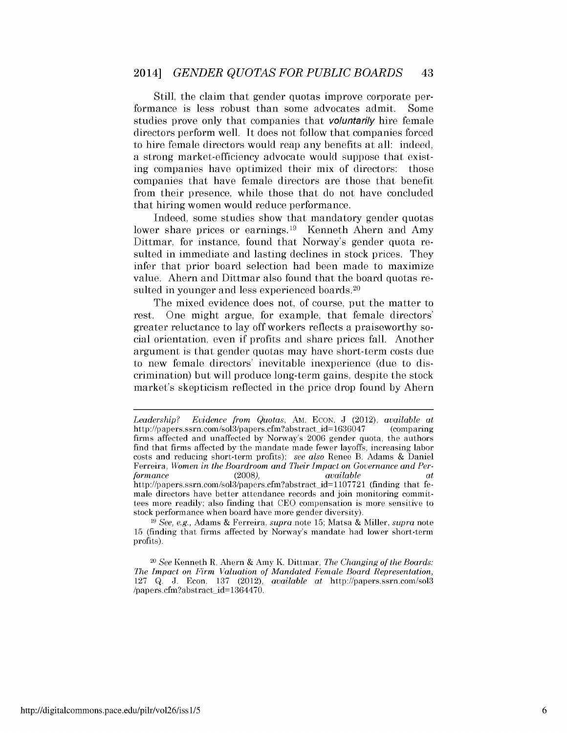Still, the claim that gender quotas improve corporate performance is less robust than some advocates admit. Some studies prove only that companies that ***voluntarily*** hire female directors perform well. It does not follow that companies forced to hire female directors would reap any benefits at all: indeed, a strong market-efficiency advocate would suppose that existing companies have optimized their mix of directors: those companies that have female directors are those that benefit from their presence, while those that do not have concluded that hiring women would reduce performance.

Indeed, some studies show that mandatory gender quotas lower share prices or earnings.[19] Kenneth Ahern and Amy Dittmar, for instance, found that Norway's gender quota resulted in immediate and lasting declines in stock prices. They infer that prior board selection had been made to maximize value. Ahern and Dittmar also found that the board quotas resulted in younger and less experienced boards.[20]

The mixed evidence does not, of course, put the matter to rest. One might argue, for example, that female directors' greater reluctance to lay off workers reflects a praiseworthy social orientation, even if profits and share prices fall. Another argument is that gender quotas may have short-term costs due to new female directors' inevitable inexperience (due to discrimination) but will produce long-term gains, despite the stock market's skepticism reflected in the price drop found by Ahern

---

*Leadership? Evidence from Quotas*, AM. ECON. J (2012), *available at* http://papers.ssrn.com/sol3/papers.cfm?abstract_id=1636047 (comparing firms affected and unaffected by Norway's 2006 gender quota, the authors find that firms affected by the mandate made fewer layoffs, increasing labor costs and reducing short-term profits); *see also* Renee B. Adams & Daniel Ferreira, *Women in the Boardroom and Their Impact on Governance and Performance* (2008), *available at* http://papers.ssrn.com/sol3/papers.cfm?abstract_id=1107721 (finding that female directors have better attendance records and join monitoring committees more readily; also finding that CEO compensation is more sensitive to stock performance when board have more gender diversity).

[19] *See, e.g.*, Adams & Ferreira, *supra* note 15; Matsa & Miller, *supra* note 15 (finding that firms affected by Norway's mandate had lower short-term profits).

[20] *See* Kenneth R. Ahern & Amy K. Dittmar, *The Changing of the Boards: The Impact on Firm Valuation of Mandated Female Board Representation*, 127 Q. J. Econ. 137 (2012), *available at* http://papers.ssrn.com/sol3/papers.cfm?abstract_id=1364470.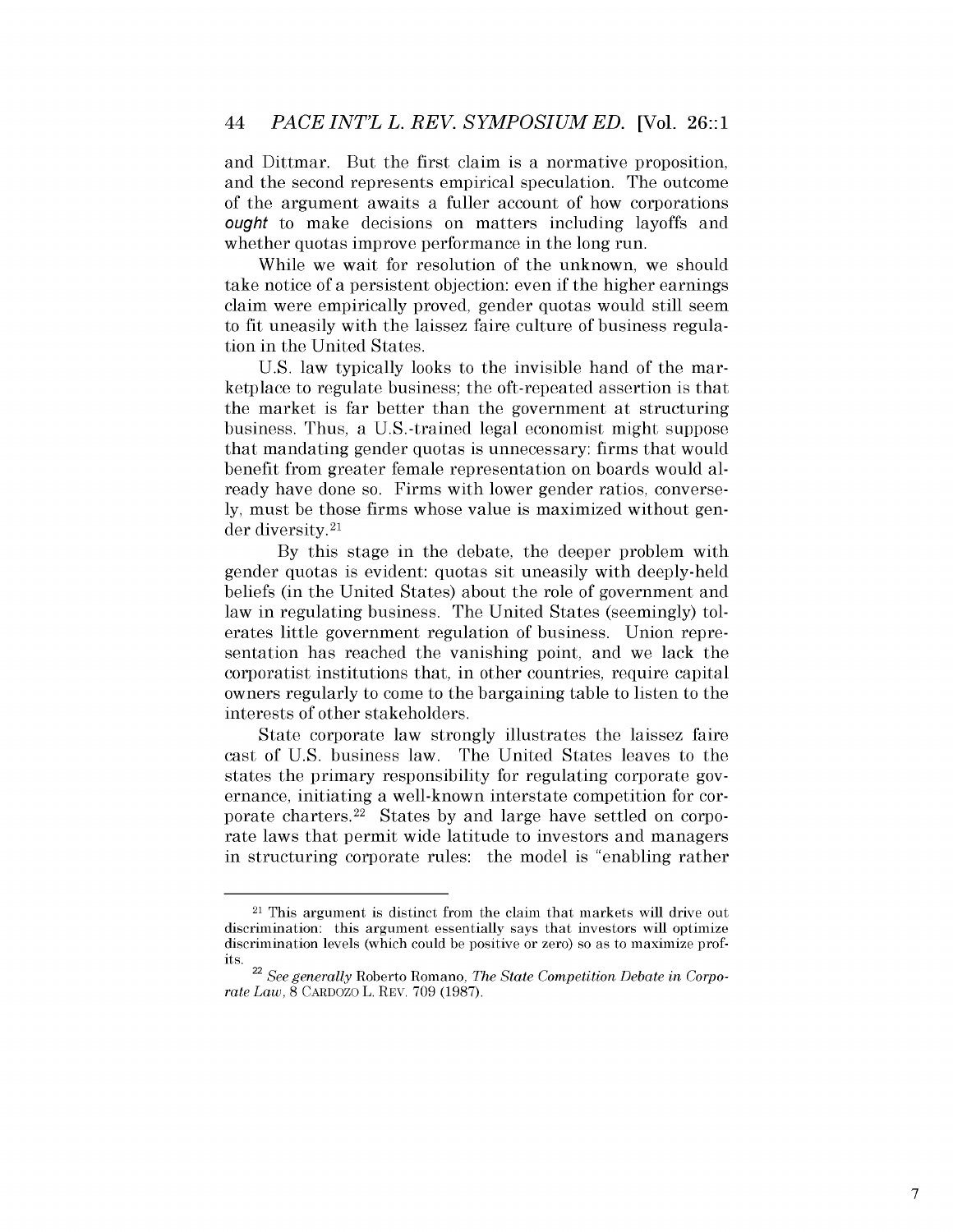and Dittmar. But the first claim is a normative proposition, and the second represents empirical speculation. The outcome of the argument awaits a fuller account of how corporations ***ought*** to make decisions on matters including layoffs and whether quotas improve performance in the long run.

While we wait for resolution of the unknown, we should take notice of a persistent objection: even if the higher earnings claim were empirically proved, gender quotas would still seem to fit uneasily with the laissez faire culture of business regulation in the United States.

U.S. law typically looks to the invisible hand of the marketplace to regulate business; the oft-repeated assertion is that the market is far better than the government at structuring business. Thus, a U.S.-trained legal economist might suppose that mandating gender quotas is unnecessary: firms that would benefit from greater female representation on boards would already have done so. Firms with lower gender ratios, conversely, must be those firms whose value is maximized without gender diversity.[21]

By this stage in the debate, the deeper problem with gender quotas is evident: quotas sit uneasily with deeply-held beliefs (in the United States) about the role of government and law in regulating business. The United States (seemingly) tolerates little government regulation of business. Union representation has reached the vanishing point, and we lack the corporatist institutions that, in other countries, require capital owners regularly to come to the bargaining table to listen to the interests of other stakeholders.

State corporate law strongly illustrates the laissez faire cast of U.S. business law. The United States leaves to the states the primary responsibility for regulating corporate governance, initiating a well-known interstate competition for corporate charters.[22] States by and large have settled on corporate laws that permit wide latitude to investors and managers in structuring corporate rules: the model is "enabling rather

---

[21] This argument is distinct from the claim that markets will drive out discrimination: this argument essentially says that investors will optimize discrimination levels (which could be positive or zero) so as to maximize profits.

[22] *See generally* Roberto Romano, *The State Competition Debate in Corporate Law*, 8 CARDOZO L. REV. 709 (1987).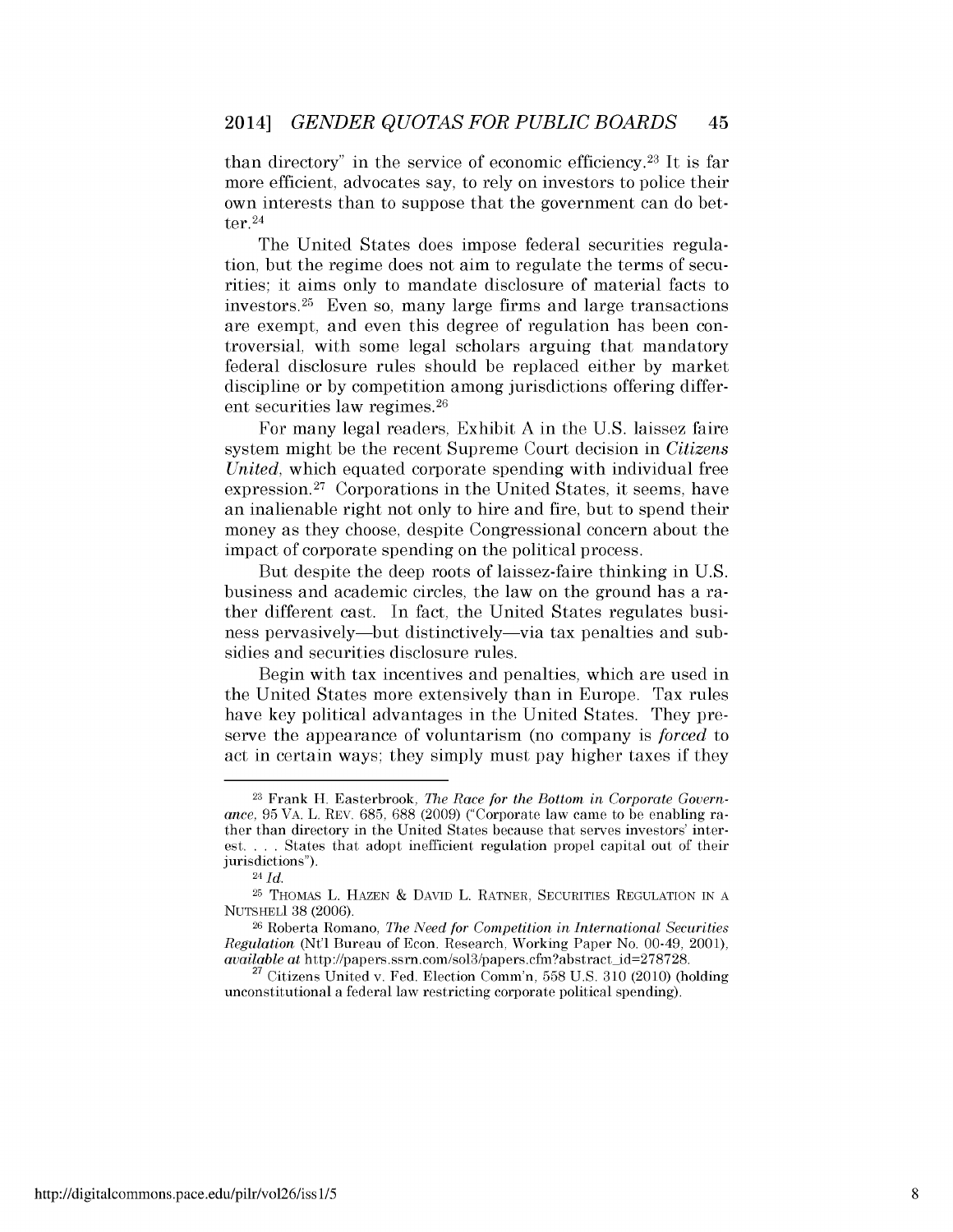than directory" in the service of economic efficiency.[23] It is far more efficient, advocates say, to rely on investors to police their own interests than to suppose that the government can do better.[24]

The United States does impose federal securities regulation, but the regime does not aim to regulate the terms of securities; it aims only to mandate disclosure of material facts to investors.[25] Even so, many large firms and large transactions are exempt, and even this degree of regulation has been controversial, with some legal scholars arguing that mandatory federal disclosure rules should be replaced either by market discipline or by competition among jurisdictions offering different securities law regimes.[26]

For many legal readers, Exhibit A in the U.S. laissez faire system might be the recent Supreme Court decision in *Citizens United*, which equated corporate spending with individual free expression.[27] Corporations in the United States, it seems, have an inalienable right not only to hire and fire, but to spend their money as they choose, despite Congressional concern about the impact of corporate spending on the political process.

But despite the deep roots of laissez-faire thinking in U.S. business and academic circles, the law on the ground has a rather different cast. In fact, the United States regulates business pervasively—but distinctively—via tax penalties and subsidies and securities disclosure rules.

Begin with tax incentives and penalties, which are used in the United States more extensively than in Europe. Tax rules have key political advantages in the United States. They preserve the appearance of voluntarism (no company is *forced* to act in certain ways; they simply must pay higher taxes if they

---

[23] Frank H. Easterbrook, *The Race for the Bottom in Corporate Governance*, 95 VA. L. REV. 685, 688 (2009) ("Corporate law came to be enabling rather than directory in the United States because that serves investors' interest. . . . States that adopt inefficient regulation propel capital out of their jurisdictions").

[24] *Id.*

[25] THOMAS L. HAZEN & DAVID L. RATNER, SECURITIES REGULATION IN A NUTSHELl 38 (2006).

[26] Roberta Romano, *The Need for Competition in International Securities Regulation* (Nt'l Bureau of Econ. Research, Working Paper No. 00-49, 2001), *available at* http://papers.ssrn.com/sol3/papers.cfm?abstract_id=278728.

[27] Citizens United v. Fed. Election Comm'n, 558 U.S. 310 (2010) (holding unconstitutional a federal law restricting corporate political spending).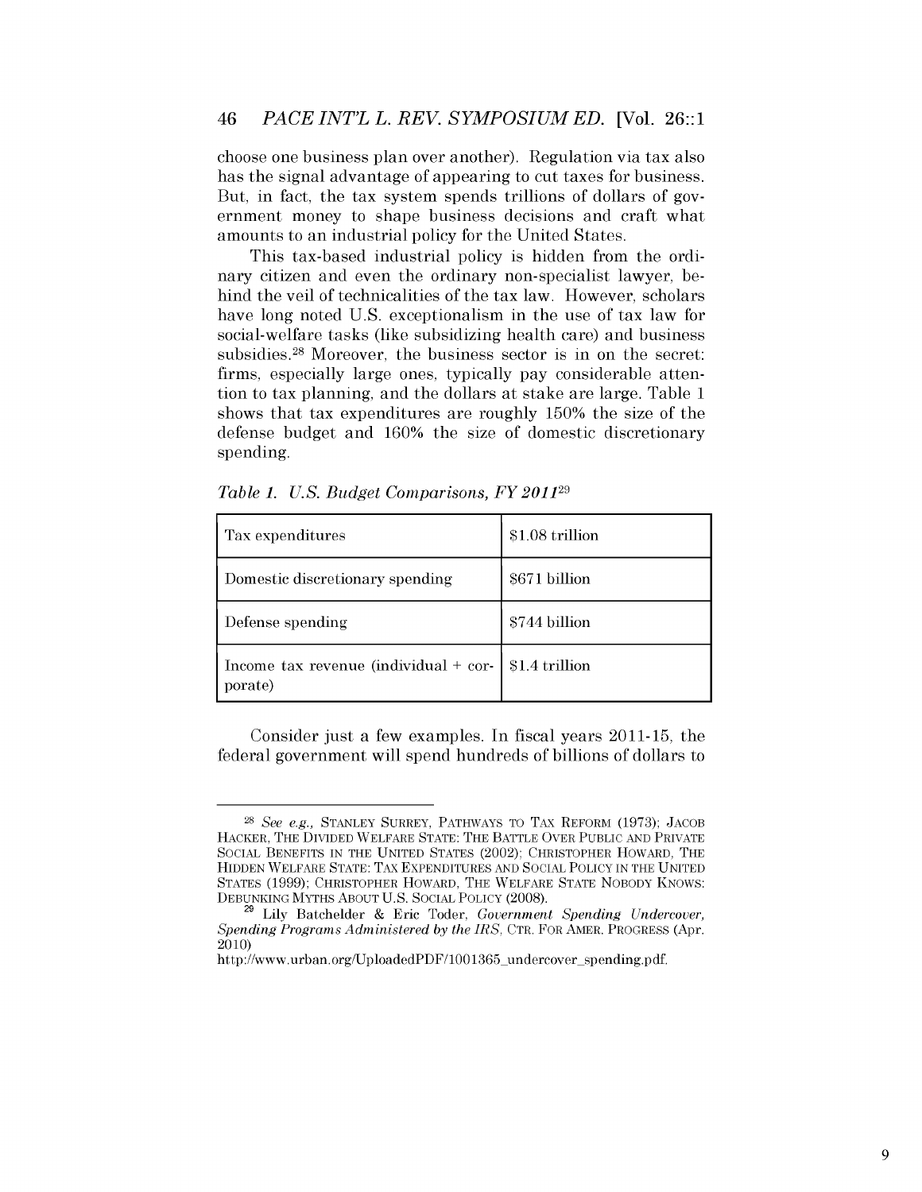choose one business plan over another). Regulation via tax also has the signal advantage of appearing to cut taxes for business. But, in fact, the tax system spends trillions of dollars of government money to shape business decisions and craft what amounts to an industrial policy for the United States.

This tax-based industrial policy is hidden from the ordinary citizen and even the ordinary non-specialist lawyer, behind the veil of technicalities of the tax law. However, scholars have long noted U.S. exceptionalism in the use of tax law for social-welfare tasks (like subsidizing health care) and business subsidies.[28] Moreover, the business sector is in on the secret: firms, especially large ones, typically pay considerable attention to tax planning, and the dollars at stake are large. Table 1 shows that tax expenditures are roughly 150% the size of the defense budget and 160% the size of domestic discretionary spending.

*Table 1. U.S. Budget Comparisons, FY 2011*[29]

| | |
|---|---|
| Tax expenditures | $1.08 trillion |
| Domestic discretionary spending | $671 billion |
| Defense spending | $744 billion |
| Income tax revenue (individual + corporate) | $1.4 trillion |

Consider just a few examples. In fiscal years 2011-15, the federal government will spend hundreds of billions of dollars to

---

[28] *See e.g.*, STANLEY SURREY, PATHWAYS TO TAX REFORM (1973); JACOB HACKER, THE DIVIDED WELFARE STATE: THE BATTLE OVER PUBLIC AND PRIVATE SOCIAL BENEFITS IN THE UNITED STATES (2002); CHRISTOPHER HOWARD, THE HIDDEN WELFARE STATE: TAX EXPENDITURES AND SOCIAL POLICY IN THE UNITED STATES (1999); CHRISTOPHER HOWARD, THE WELFARE STATE NOBODY KNOWS: DEBUNKING MYTHS ABOUT U.S. SOCIAL POLICY (2008).

[29] Lily Batchelder & Eric Toder, *Government Spending Undercover, Spending Programs Administered by the IRS*, CTR. FOR AMER. PROGRESS (Apr. 2010) http://www.urban.org/UploadedPDF/1001365_undercover_spending.pdf.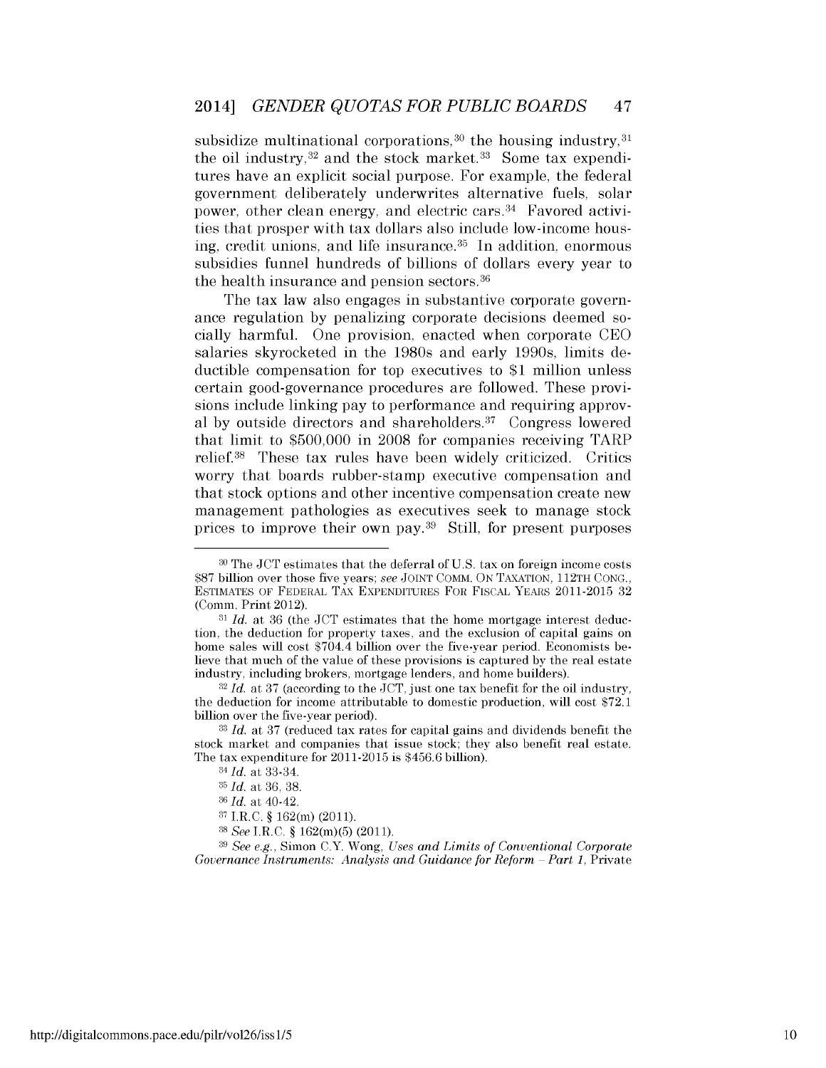subsidize multinational corporations,[30] the housing industry,[31] the oil industry,[32] and the stock market.[33] Some tax expenditures have an explicit social purpose. For example, the federal government deliberately underwrites alternative fuels, solar power, other clean energy, and electric cars.[34] Favored activities that prosper with tax dollars also include low-income housing, credit unions, and life insurance.[35] In addition, enormous subsidies funnel hundreds of billions of dollars every year to the health insurance and pension sectors.[36]

The tax law also engages in substantive corporate governance regulation by penalizing corporate decisions deemed socially harmful. One provision, enacted when corporate CEO salaries skyrocketed in the 1980s and early 1990s, limits deductible compensation for top executives to $1 million unless certain good-governance procedures are followed. These provisions include linking pay to performance and requiring approval by outside directors and shareholders.[37] Congress lowered that limit to $500,000 in 2008 for companies receiving TARP relief.[38] These tax rules have been widely criticized. Critics worry that boards rubber-stamp executive compensation and that stock options and other incentive compensation create new management pathologies as executives seek to manage stock prices to improve their own pay.[39] Still, for present purposes

---

[30] The JCT estimates that the deferral of U.S. tax on foreign income costs $87 billion over those five years; *see* JOINT COMM. ON TAXATION, 112TH CONG., ESTIMATES OF FEDERAL TAX EXPENDITURES FOR FISCAL YEARS 2011-2015 32 (Comm. Print 2012).

[31] *Id.* at 36 (the JCT estimates that the home mortgage interest deduction, the deduction for property taxes, and the exclusion of capital gains on home sales will cost $704.4 billion over the five-year period. Economists believe that much of the value of these provisions is captured by the real estate industry, including brokers, mortgage lenders, and home builders).

[32] *Id.* at 37 (according to the JCT, just one tax benefit for the oil industry, the deduction for income attributable to domestic production, will cost $72.1 billion over the five-year period).

[33] *Id.* at 37 (reduced tax rates for capital gains and dividends benefit the stock market and companies that issue stock; they also benefit real estate. The tax expenditure for 2011-2015 is $456.6 billion).

[34] *Id.* at 33-34.

[35] *Id.* at 36, 38.

[36] *Id.* at 40-42.

[37] I.R.C. § 162(m) (2011).

[38] *See* I.R.C. § 162(m)(5) (2011).

[39] *See e.g.*, Simon C.Y. Wong, *Uses and Limits of Conventional Corporate Governance Instruments: Analysis and Guidance for Reform – Part 1*, Private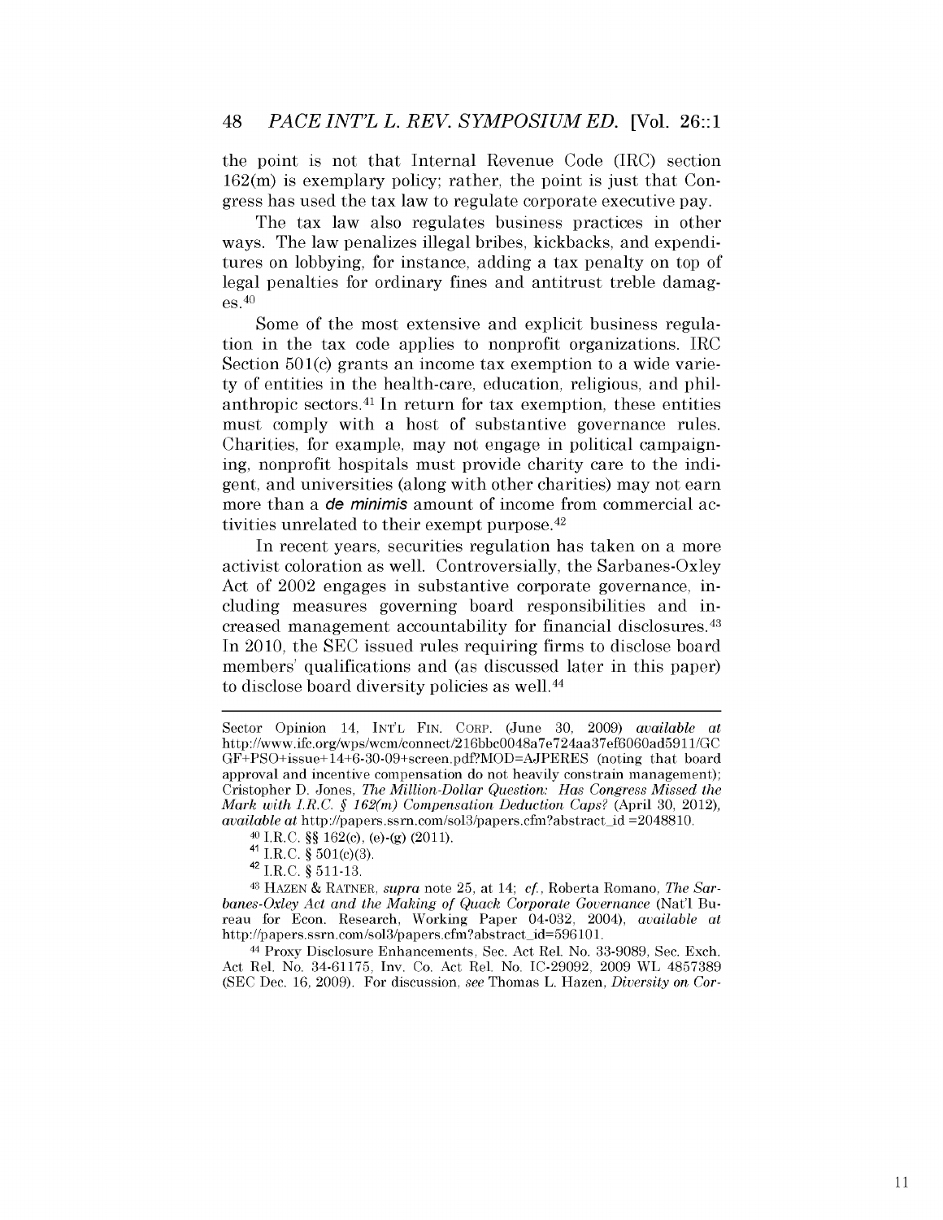the point is not that Internal Revenue Code (IRC) section 162(m) is exemplary policy; rather, the point is just that Congress has used the tax law to regulate corporate executive pay.

The tax law also regulates business practices in other ways. The law penalizes illegal bribes, kickbacks, and expenditures on lobbying, for instance, adding a tax penalty on top of legal penalties for ordinary fines and antitrust treble damages.[40]

Some of the most extensive and explicit business regulation in the tax code applies to nonprofit organizations. IRC Section 501(c) grants an income tax exemption to a wide variety of entities in the health-care, education, religious, and philanthropic sectors.[41] In return for tax exemption, these entities must comply with a host of substantive governance rules. Charities, for example, may not engage in political campaigning, nonprofit hospitals must provide charity care to the indigent, and universities (along with other charities) may not earn more than a ***de minimis*** amount of income from commercial activities unrelated to their exempt purpose.[42]

In recent years, securities regulation has taken on a more activist coloration as well. Controversially, the Sarbanes-Oxley Act of 2002 engages in substantive corporate governance, including measures governing board responsibilities and increased management accountability for financial disclosures.[43] In 2010, the SEC issued rules requiring firms to disclose board members' qualifications and (as discussed later in this paper) to disclose board diversity policies as well.[44]

---

Sector Opinion 14, INT'L FIN. CORP. (June 30, 2009) *available at* http://www.ifc.org/wps/wcm/connect/216bbc0048a7e724aa37ef6060ad5911/GCGF+PSO+issue+14+6-30-09+screen.pdf?MOD=AJPERES (noting that board approval and incentive compensation do not heavily constrain management); Cristopher D. Jones, *The Million-Dollar Question: Has Congress Missed the Mark with I.R.C. § 162(m) Compensation Deduction Caps?* (April 30, 2012), *available at* http://papers.ssrn.com/sol3/papers.cfm?abstract_id =2048810.

[40] I.R.C. §§ 162(c), (e)-(g) (2011).

[41] I.R.C. § 501(c)(3).

[42] I.R.C. § 511-13.

[43] HAZEN & RATNER, *supra* note 25, at 14; *cf.*, Roberta Romano, *The Sarbanes-Oxley Act and the Making of Quack Corporate Governance* (Nat'l Bureau for Econ. Research, Working Paper 04-032, 2004), *available at* http://papers.ssrn.com/sol3/papers.cfm?abstract_id=596101.

[44] Proxy Disclosure Enhancements, Sec. Act Rel. No. 33-9089, Sec. Exch. Act Rel. No. 34-61175, Inv. Co. Act Rel. No. IC-29092, 2009 WL 4857389 (SEC Dec. 16, 2009). For discussion, *see* Thomas L. Hazen, *Diversity on Cor-*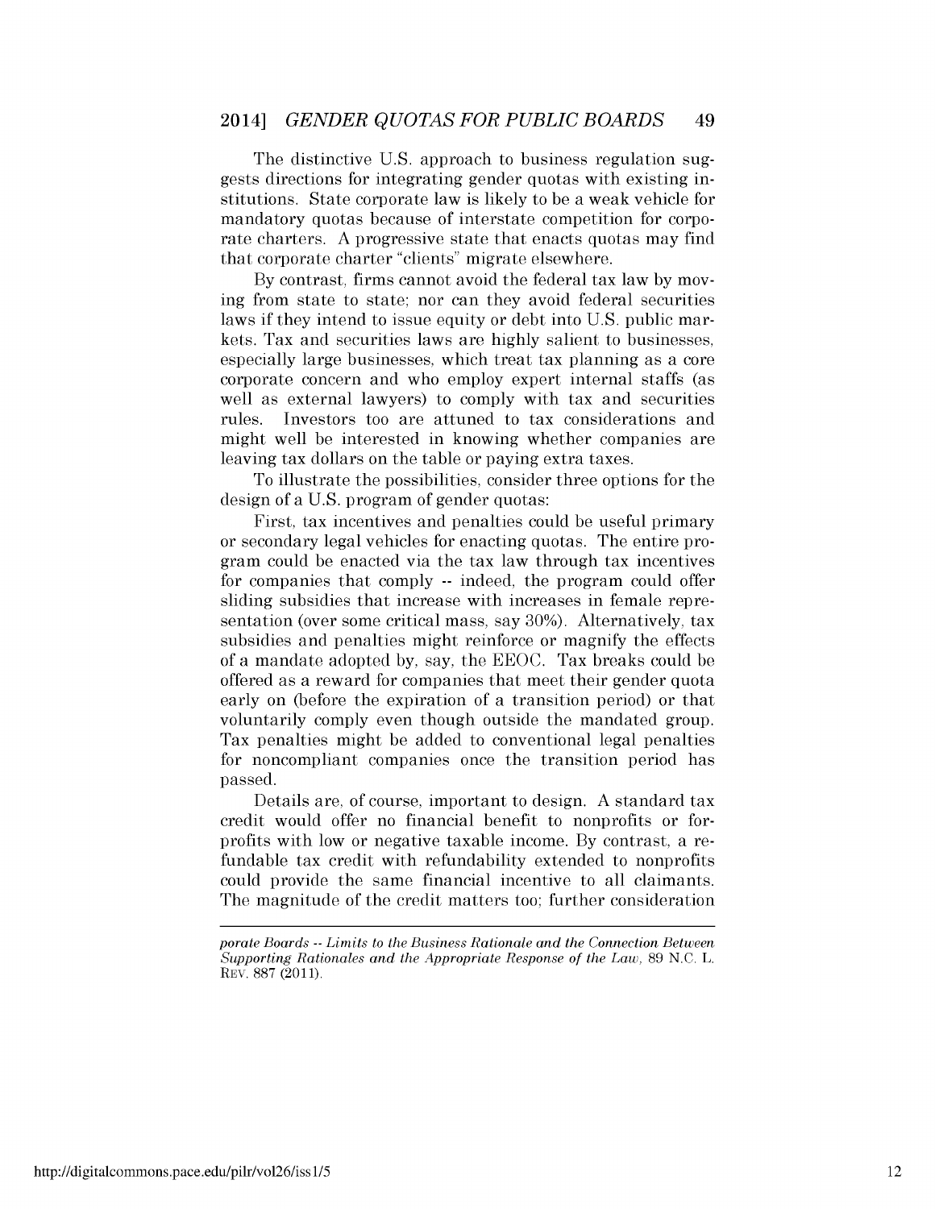The distinctive U.S. approach to business regulation suggests directions for integrating gender quotas with existing institutions. State corporate law is likely to be a weak vehicle for mandatory quotas because of interstate competition for corporate charters. A progressive state that enacts quotas may find that corporate charter "clients" migrate elsewhere.

By contrast, firms cannot avoid the federal tax law by moving from state to state; nor can they avoid federal securities laws if they intend to issue equity or debt into U.S. public markets. Tax and securities laws are highly salient to businesses, especially large businesses, which treat tax planning as a core corporate concern and who employ expert internal staffs (as well as external lawyers) to comply with tax and securities rules. Investors too are attuned to tax considerations and might well be interested in knowing whether companies are leaving tax dollars on the table or paying extra taxes.

To illustrate the possibilities, consider three options for the design of a U.S. program of gender quotas:

First, tax incentives and penalties could be useful primary or secondary legal vehicles for enacting quotas. The entire program could be enacted via the tax law through tax incentives for companies that comply -- indeed, the program could offer sliding subsidies that increase with increases in female representation (over some critical mass, say 30%). Alternatively, tax subsidies and penalties might reinforce or magnify the effects of a mandate adopted by, say, the EEOC. Tax breaks could be offered as a reward for companies that meet their gender quota early on (before the expiration of a transition period) or that voluntarily comply even though outside the mandated group. Tax penalties might be added to conventional legal penalties for noncompliant companies once the transition period has passed.

Details are, of course, important to design. A standard tax credit would offer no financial benefit to nonprofits or for-profits with low or negative taxable income. By contrast, a refundable tax credit with refundability extended to nonprofits could provide the same financial incentive to all claimants. The magnitude of the credit matters too; further consideration

---

*porate Boards -- Limits to the Business Rationale and the Connection Between Supporting Rationales and the Appropriate Response of the Law*, 89 N.C. L. REV. 887 (2011).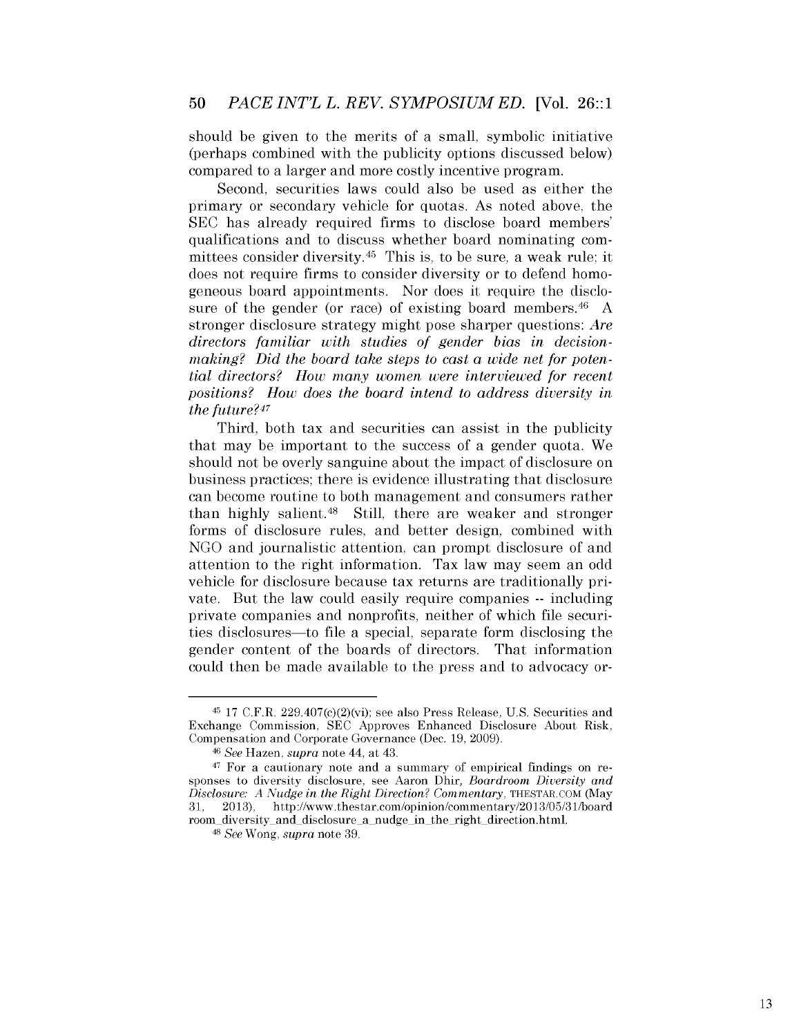should be given to the merits of a small, symbolic initiative (perhaps combined with the publicity options discussed below) compared to a larger and more costly incentive program.

Second, securities laws could also be used as either the primary or secondary vehicle for quotas. As noted above, the SEC has already required firms to disclose board members' qualifications and to discuss whether board nominating committees consider diversity.[45] This is, to be sure, a weak rule; it does not require firms to consider diversity or to defend homogeneous board appointments. Nor does it require the disclosure of the gender (or race) of existing board members.[46] A stronger disclosure strategy might pose sharper questions: *Are directors familiar with studies of gender bias in decision-making? Did the board take steps to cast a wide net for potential directors? How many women were interviewed for recent positions? How does the board intend to address diversity in the future?*[47]

Third, both tax and securities can assist in the publicity that may be important to the success of a gender quota. We should not be overly sanguine about the impact of disclosure on business practices; there is evidence illustrating that disclosure can become routine to both management and consumers rather than highly salient.[48] Still, there are weaker and stronger forms of disclosure rules, and better design, combined with NGO and journalistic attention, can prompt disclosure of and attention to the right information. Tax law may seem an odd vehicle for disclosure because tax returns are traditionally private. But the law could easily require companies -- including private companies and nonprofits, neither of which file securities disclosures—to file a special, separate form disclosing the gender content of the boards of directors. That information could then be made available to the press and to advocacy or-

---

[45] 17 C.F.R. 229.407(c)(2)(vi); see also Press Release, U.S. Securities and Exchange Commission, SEC Approves Enhanced Disclosure About Risk, Compensation and Corporate Governance (Dec. 19, 2009).

[46] *See* Hazen, *supra* note 44, at 43.

[47] For a cautionary note and a summary of empirical findings on responses to diversity disclosure, see Aaron Dhir, *Boardroom Diversity and Disclosure: A Nudge in the Right Direction? Commentary*, THESTAR.COM (May 31, 2013), http://www.thestar.com/opinion/commentary/2013/05/31/boardroom_diversity_and_disclosure_a_nudge_in_the_right_direction.html.

[48] *See* Wong, *supra* note 39.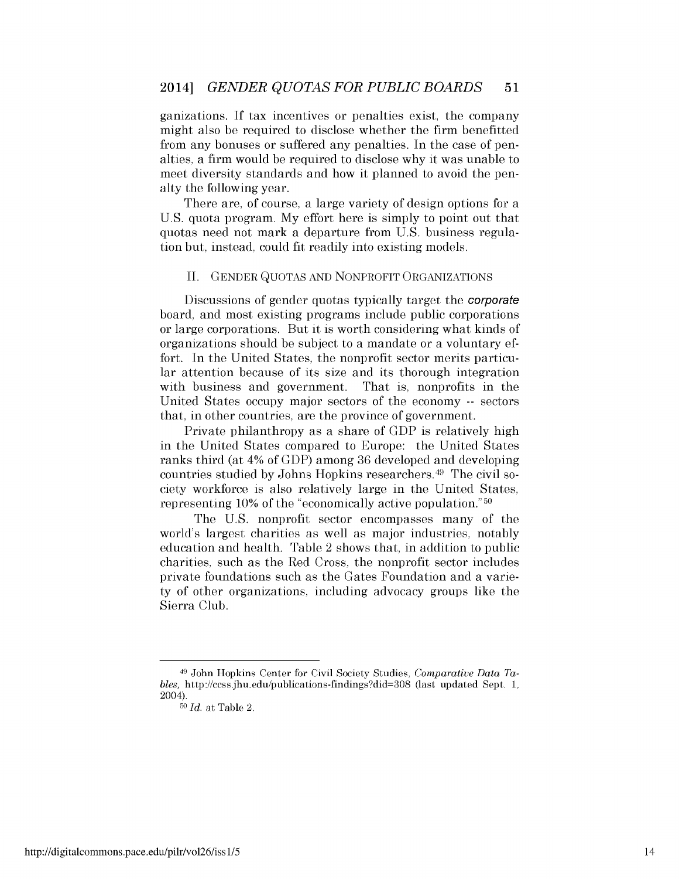ganizations. If tax incentives or penalties exist, the company might also be required to disclose whether the firm benefitted from any bonuses or suffered any penalties. In the case of penalties, a firm would be required to disclose why it was unable to meet diversity standards and how it planned to avoid the penalty the following year.

There are, of course, a large variety of design options for a U.S. quota program. My effort here is simply to point out that quotas need not mark a departure from U.S. business regulation but, instead, could fit readily into existing models.

## II. GENDER QUOTAS AND NONPROFIT ORGANIZATIONS

Discussions of gender quotas typically target the ***corporate*** board, and most existing programs include public corporations or large corporations. But it is worth considering what kinds of organizations should be subject to a mandate or a voluntary effort. In the United States, the nonprofit sector merits particular attention because of its size and its thorough integration with business and government. That is, nonprofits in the United States occupy major sectors of the economy -- sectors that, in other countries, are the province of government.

Private philanthropy as a share of GDP is relatively high in the United States compared to Europe: the United States ranks third (at 4% of GDP) among 36 developed and developing countries studied by Johns Hopkins researchers.[49] The civil society workforce is also relatively large in the United States, representing 10% of the "economically active population."[50]

The U.S. nonprofit sector encompasses many of the world's largest charities as well as major industries, notably education and health. Table 2 shows that, in addition to public charities, such as the Red Cross, the nonprofit sector includes private foundations such as the Gates Foundation and a variety of other organizations, including advocacy groups like the Sierra Club.

---

[49] John Hopkins Center for Civil Society Studies, *Comparative Data Tables,* http://ccss.jhu.edu/publications-findings?did=308 (last updated Sept. 1, 2004).

[50] *Id.* at Table 2.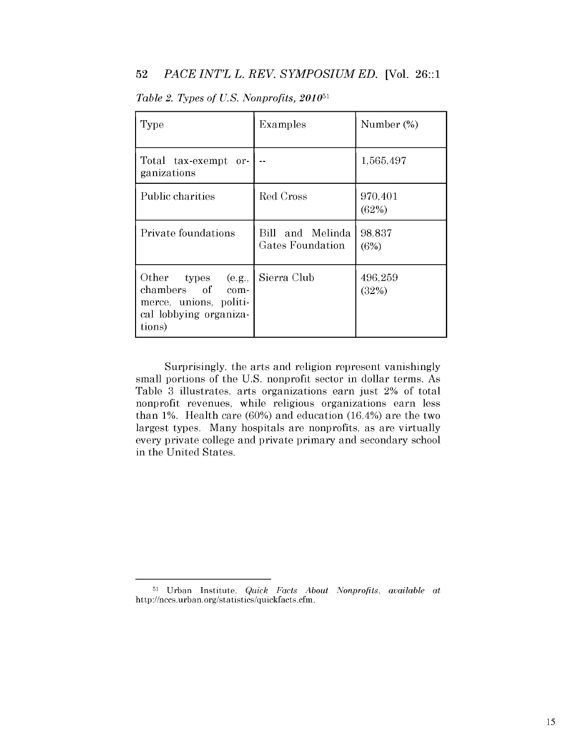*Table 2. Types of U.S. Nonprofits, 2010*[51]

| Type | Examples | Number (%) |
|---|---|---|
| Total tax-exempt organizations | -- | 1,565,497 |
| Public charities | Red Cross | 970,401 (62%) |
| Private foundations | Bill and Melinda Gates Foundation | 98,837 (6%) |
| Other types (e.g., chambers of commerce, unions, political lobbying organizations) | Sierra Club | 496,259 (32%) |

Surprisingly, the arts and religion represent vanishingly small portions of the U.S. nonprofit sector in dollar terms. As Table 3 illustrates, arts organizations earn just 2% of total nonprofit revenues, while religious organizations earn less than 1%. Health care (60%) and education (16.4%) are the two largest types. Many hospitals are nonprofits, as are virtually every private college and private primary and secondary school in the United States.

---

[51] Urban Institute, *Quick Facts About Nonprofits*, *available at* http://nccs.urban.org/statistics/quickfacts.cfm.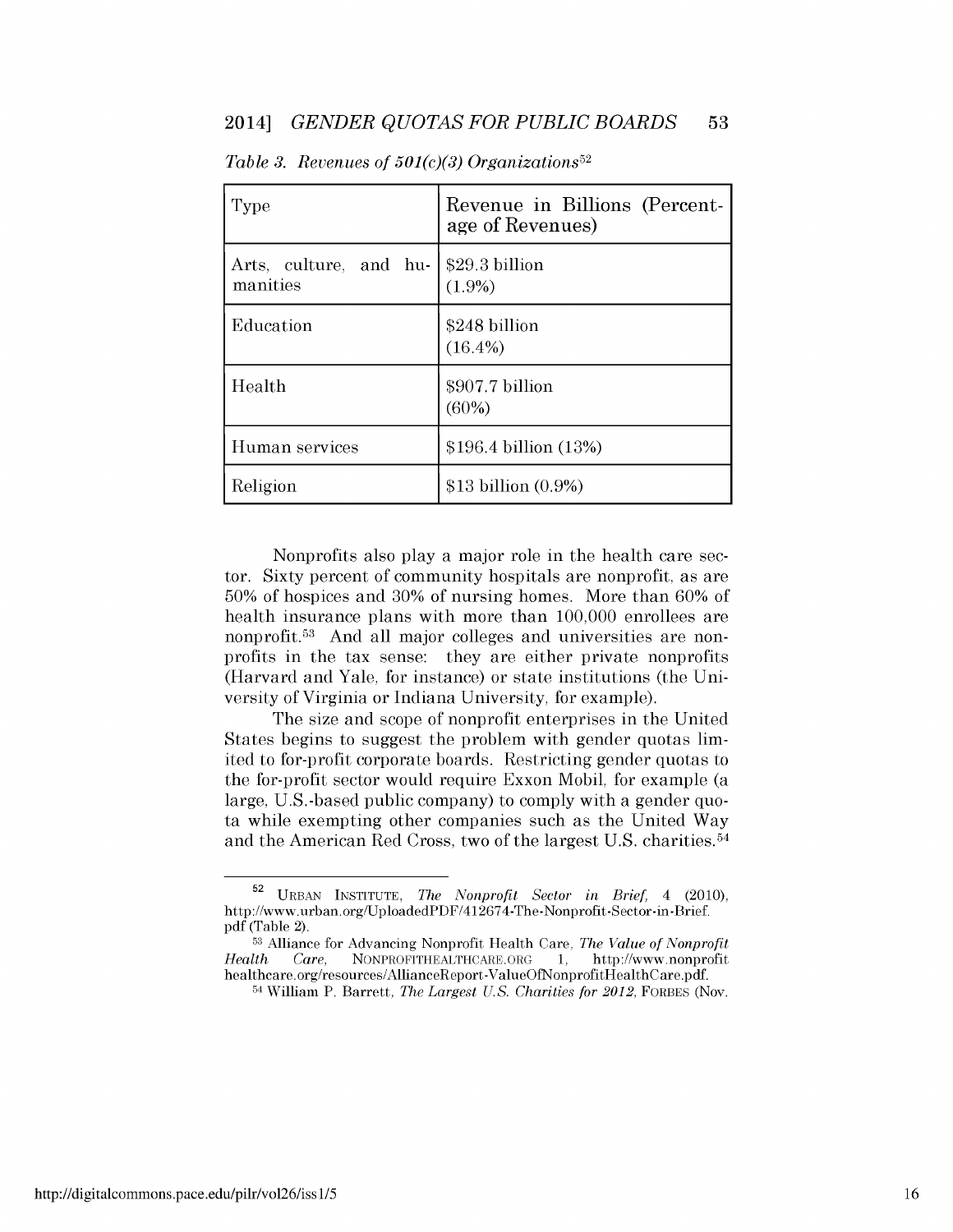*Table 3. Revenues of 501(c)(3) Organizations*[52]

| Type | Revenue in Billions (Percentage of Revenues) |
|---|---|
| Arts, culture, and humanities | $29.3 billion (1.9%) |
| Education | $248 billion (16.4%) |
| Health | $907.7 billion (60%) |
| Human services | $196.4 billion (13%) |
| Religion | $13 billion (0.9%) |

Nonprofits also play a major role in the health care sector. Sixty percent of community hospitals are nonprofit, as are 50% of hospices and 30% of nursing homes. More than 60% of health insurance plans with more than 100,000 enrollees are nonprofit.[53] And all major colleges and universities are nonprofits in the tax sense: they are either private nonprofits (Harvard and Yale, for instance) or state institutions (the University of Virginia or Indiana University, for example).

The size and scope of nonprofit enterprises in the United States begins to suggest the problem with gender quotas limited to for-profit corporate boards. Restricting gender quotas to the for-profit sector would require Exxon Mobil, for example (a large, U.S.-based public company) to comply with a gender quota while exempting other companies such as the United Way and the American Red Cross, two of the largest U.S. charities.[54]

---

[52] URBAN INSTITUTE, *The Nonprofit Sector in Brief*, 4 (2010), http://www.urban.org/UploadedPDF/412674-The-Nonprofit-Sector-in-Brief.pdf (Table 2).

[53] Alliance for Advancing Nonprofit Health Care, *The Value of Nonprofit Health Care*, NONPROFITHEALTHCARE.ORG 1, http://www.nonprofithealthcare.org/resources/AllianceReport-ValueOfNonprofitHealthCare.pdf.

[54] William P. Barrett, *The Largest U.S. Charities for 2012*, FORBES (Nov.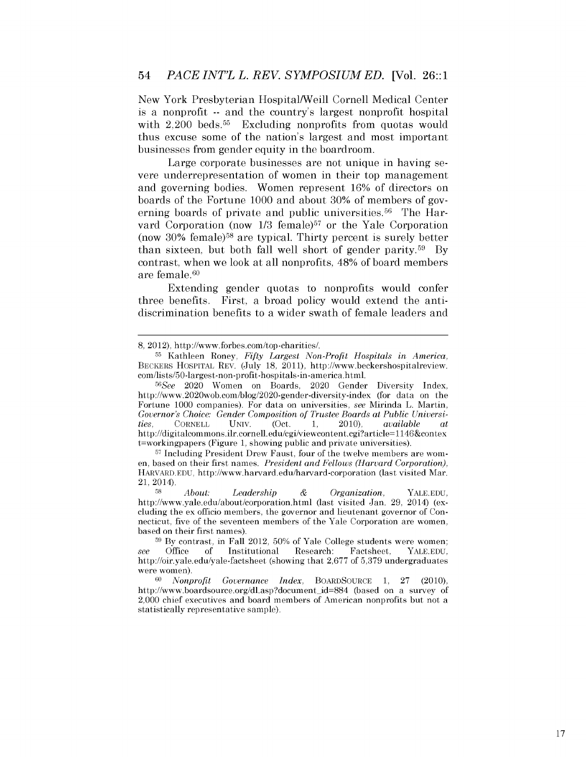New York Presbyterian Hospital/Weill Cornell Medical Center is a nonprofit -- and the country's largest nonprofit hospital with 2,200 beds.[55] Excluding nonprofits from quotas would thus excuse some of the nation's largest and most important businesses from gender equity in the boardroom.

Large corporate businesses are not unique in having severe underrepresentation of women in their top management and governing bodies. Women represent 16% of directors on boards of the Fortune 1000 and about 30% of members of governing boards of private and public universities.[56] The Harvard Corporation (now 1/3 female)[57] or the Yale Corporation (now 30% female)[58] are typical. Thirty percent is surely better than sixteen, but both fall well short of gender parity.[59] By contrast, when we look at all nonprofits, 48% of board members are female.[60]

Extending gender quotas to nonprofits would confer three benefits. First, a broad policy would extend the anti-discrimination benefits to a wider swath of female leaders and

---

8, 2012), http://www.forbes.com/top-charities/.

[55] Kathleen Roney, *Fifty Largest Non-Profit Hospitals in America*, BECKERS HOSPITAL REV. (July 18, 2011), http://www.beckershospitalreview.com/lists/50-largest-non-profit-hospitals-in-america.html.

[56] *See* 2020 Women on Boards, 2020 Gender Diversity Index, http://www.2020wob.com/blog/2020-gender-diversity-index (for data on the Fortune 1000 companies). For data on universities, *see* Mirinda L. Martin, *Governor's Choice: Gender Composition of Trustee Boards at Public Universities*, CORNELL UNIV. (Oct. 1, 2010), *available at* http://digitalcommons.ilr.cornell.edu/cgi/viewcontent.cgi?article=1146&context=workingpapers (Figure 1, showing public and private universities).

[57] Including President Drew Faust, four of the twelve members are women, based on their first names. *President and Fellows (Harvard Corporation)*, HARVARD.EDU, http://www.harvard.edu/harvard-corporation (last visited Mar. 21, 2014).

[58] *About: Leadership & Organization*, YALE.EDU, http://www.yale.edu/about/corporation.html (last visited Jan. 29, 2014) (excluding the ex officio members, the governor and lieutenant governor of Connecticut, five of the seventeen members of the Yale Corporation are women, based on their first names).

[59] By contrast, in Fall 2012, 50% of Yale College students were women; *see* Office of Institutional Research: Factsheet, YALE.EDU, http://oir.yale.edu/yale-factsheet (showing that 2,677 of 5,379 undergraduates were women).

[60] *Nonprofit Governance Index*, BOARDSOURCE 1, 27 (2010), http://www.boardsource.org/dl.asp?document_id=884 (based on a survey of 2,000 chief executives and board members of American nonprofits but not a statistically representative sample).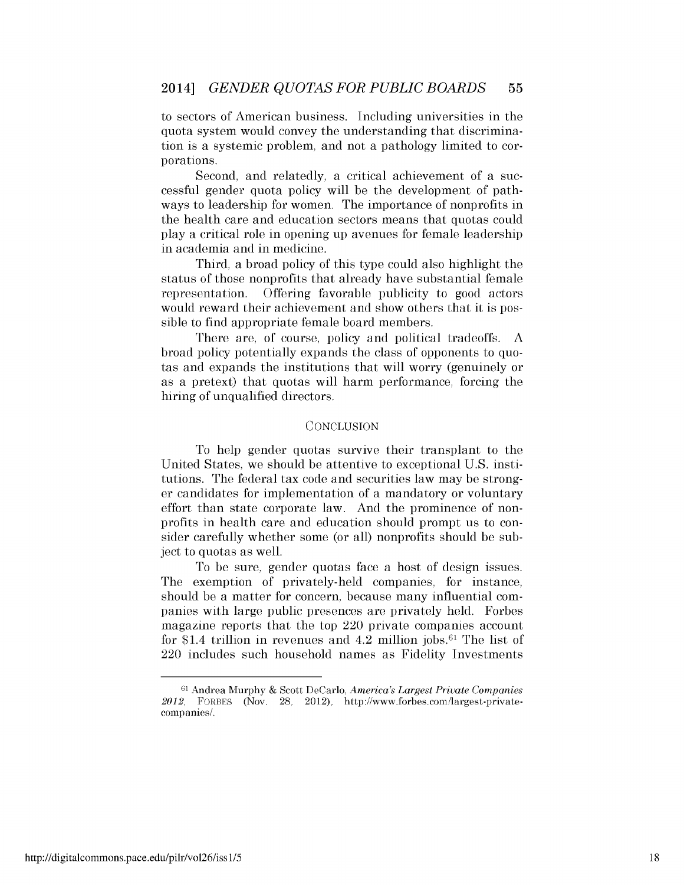to sectors of American business. Including universities in the quota system would convey the understanding that discrimination is a systemic problem, and not a pathology limited to corporations.

Second, and relatedly, a critical achievement of a successful gender quota policy will be the development of pathways to leadership for women. The importance of nonprofits in the health care and education sectors means that quotas could play a critical role in opening up avenues for female leadership in academia and in medicine.

Third, a broad policy of this type could also highlight the status of those nonprofits that already have substantial female representation. Offering favorable publicity to good actors would reward their achievement and show others that it is possible to find appropriate female board members.

There are, of course, policy and political tradeoffs. A broad policy potentially expands the class of opponents to quotas and expands the institutions that will worry (genuinely or as a pretext) that quotas will harm performance, forcing the hiring of unqualified directors.

## CONCLUSION

To help gender quotas survive their transplant to the United States, we should be attentive to exceptional U.S. institutions. The federal tax code and securities law may be stronger candidates for implementation of a mandatory or voluntary effort than state corporate law. And the prominence of nonprofits in health care and education should prompt us to consider carefully whether some (or all) nonprofits should be subject to quotas as well.

To be sure, gender quotas face a host of design issues. The exemption of privately-held companies, for instance, should be a matter for concern, because many influential companies with large public presences are privately held. Forbes magazine reports that the top 220 private companies account for \$1.4 trillion in revenues and 4.2 million jobs.[61] The list of 220 includes such household names as Fidelity Investments

---

[61] Andrea Murphy & Scott DeCarlo, *America's Largest Private Companies 2012*, FORBES (Nov. 28, 2012), http://www.forbes.com/largest-private-companies/.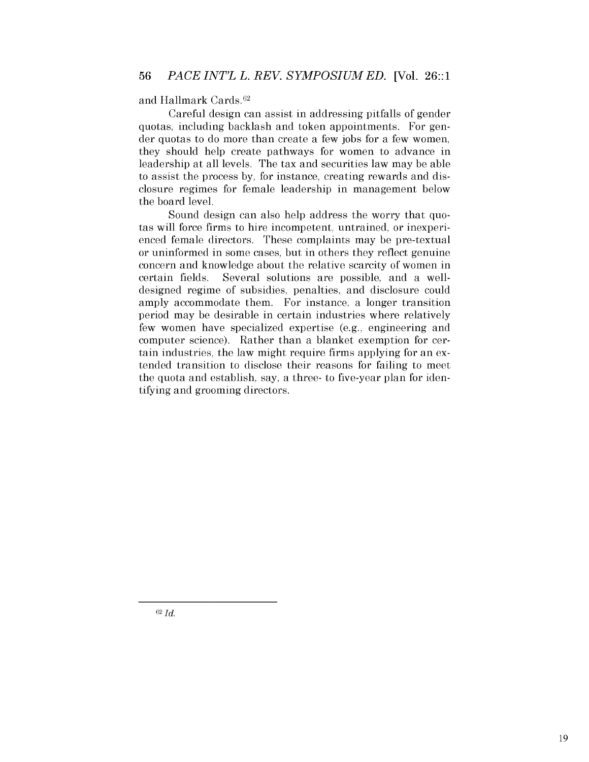and Hallmark Cards.[62]

Careful design can assist in addressing pitfalls of gender quotas, including backlash and token appointments. For gender quotas to do more than create a few jobs for a few women, they should help create pathways for women to advance in leadership at all levels. The tax and securities law may be able to assist the process by, for instance, creating rewards and disclosure regimes for female leadership in management below the board level.

Sound design can also help address the worry that quotas will force firms to hire incompetent, untrained, or inexperienced female directors. These complaints may be pre-textual or uninformed in some cases, but in others they reflect genuine concern and knowledge about the relative scarcity of women in certain fields. Several solutions are possible, and a well-designed regime of subsidies, penalties, and disclosure could amply accommodate them. For instance, a longer transition period may be desirable in certain industries where relatively few women have specialized expertise (e.g., engineering and computer science). Rather than a blanket exemption for certain industries, the law might require firms applying for an extended transition to disclose their reasons for failing to meet the quota and establish, say, a three- to five-year plan for identifying and grooming directors.

---

[62] *Id.*